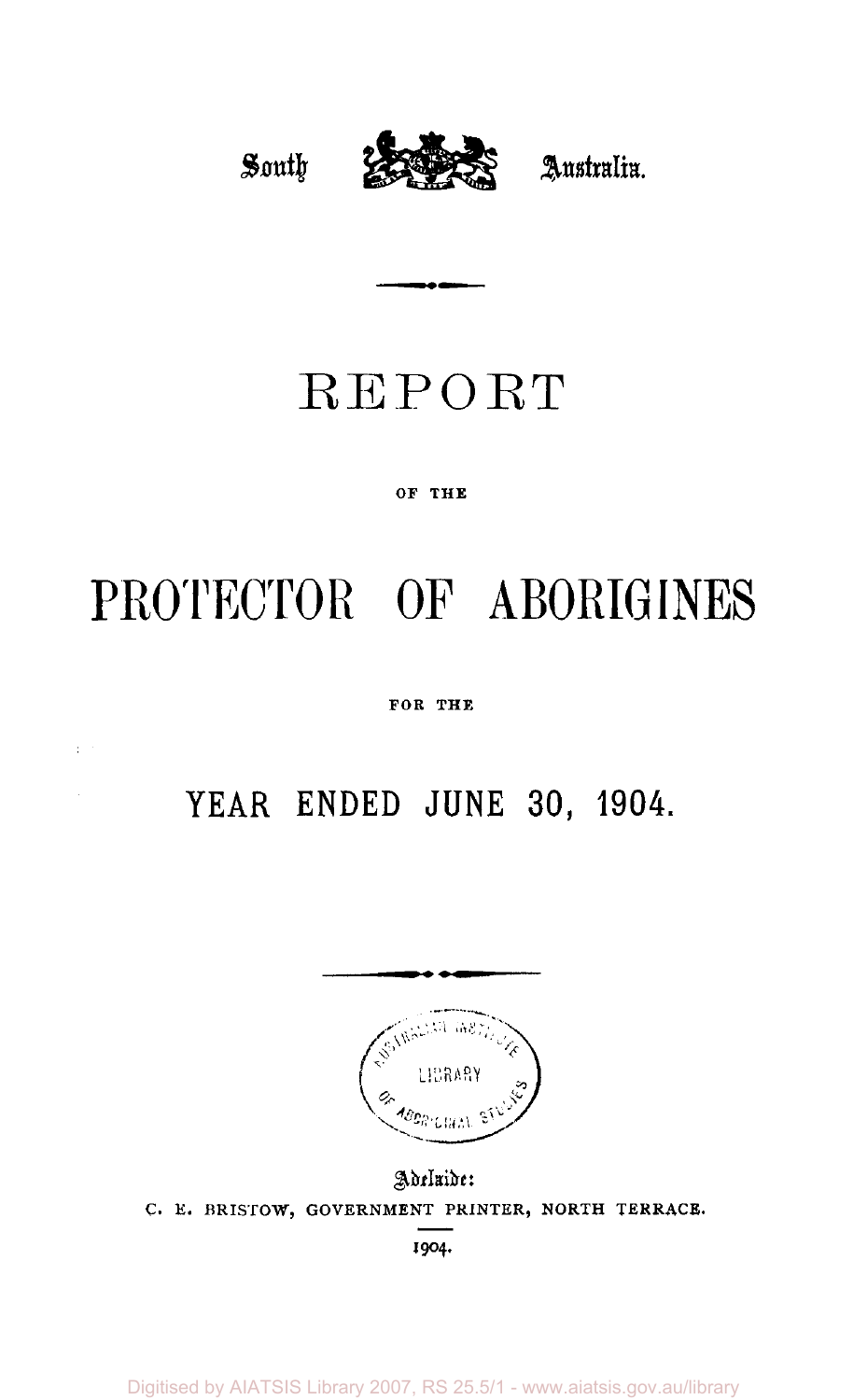South Australia.

# REPORT

OF THE

# PROTECTOR OF ABORIGINES

FOR THE

## YEAR ENDED JUNE 30, 1904.

AUSTRALIAN INSTITUTE LIBRARY OF ABORIGINAL STUDIES

Adelaide:
C. E. BRISTOW, GOVERNMENT PRINTER, NORTH TERRACE.
1904.

Digitised by AIATSIS Library 2007, RS 25.5/1 - www.aiatsis.gov.au/library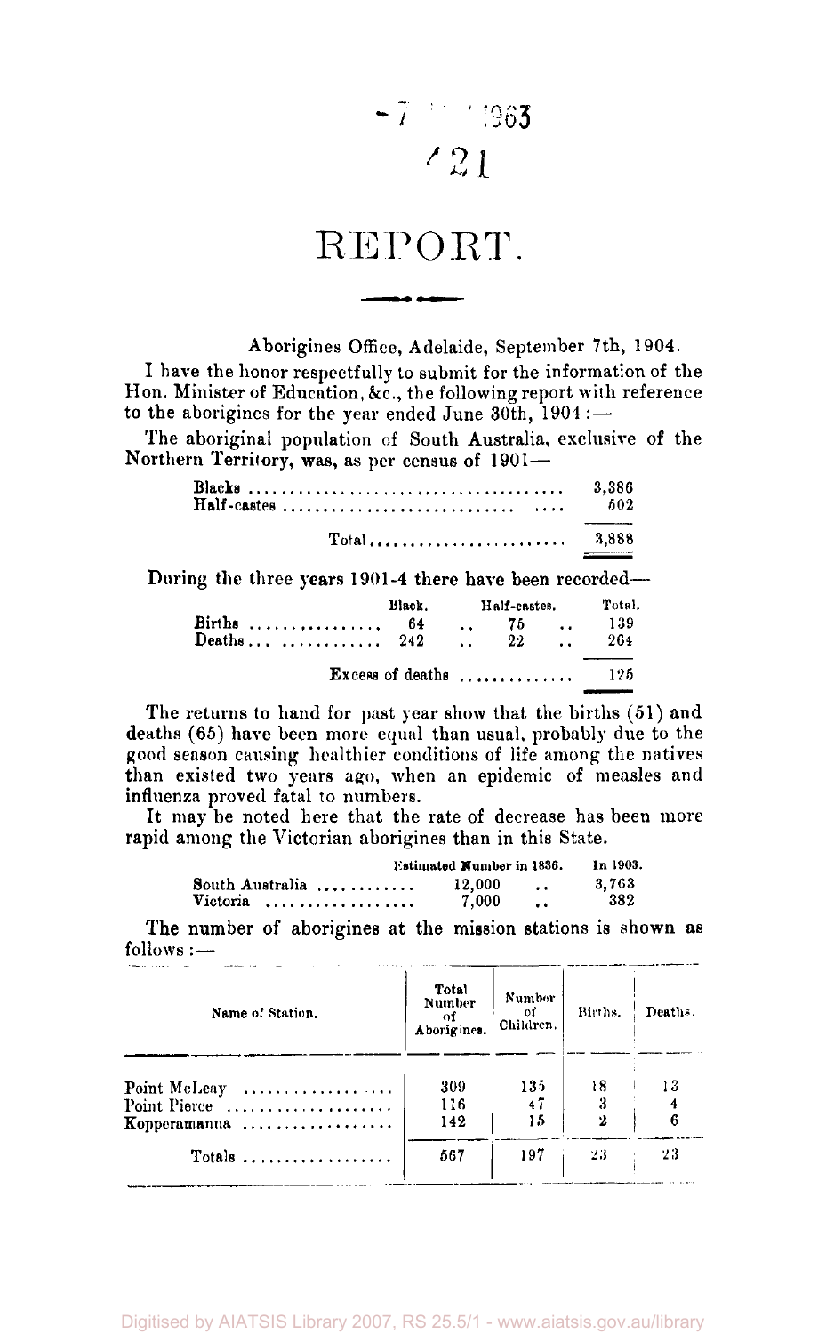# REPORT.

Aborigines Office, Adelaide, September 7th, 1904.

I have the honor respectfully to submit for the information of the Hon. Minister of Education, &c., the following report with reference to the aborigines for the year ended June 30th, 1904:—

The aboriginal population of South Australia, exclusive of the Northern Territory, was, as per census of 1901—

| | |
|---|---|
| Blacks | 3,386 |
| Half-castes | 502 |
| Total | 3,888 |

During the three years 1901-4 there have been recorded—

| | Black. | Half-castes. | Total. |
|---|---|---|---|
| Births | 64 | 75 | 139 |
| Deaths | 242 | 22 | 264 |
| Excess of deaths | | | 125 |

The returns to hand for past year show that the births (51) and deaths (65) have been more equal than usual, probably due to the good season causing healthier conditions of life among the natives than existed two years ago, when an epidemic of measles and influenza proved fatal to numbers.

It may be noted here that the rate of decrease has been more rapid among the Victorian aborigines than in this State.

| | Estimated Number in 1836. | In 1903. |
|---|---|---|
| South Australia | 12,000 | 3,763 |
| Victoria | 7,000 | 382 |

The number of aborigines at the mission stations is shown as follows:—

| Name of Station. | Total Number of Aborigines. | Number of Children. | Births. | Deaths. |
|---|---|---|---|---|
| Point McLeay | 309 | 135 | 18 | 13 |
| Point Pierce | 116 | 47 | 3 | 4 |
| Kopperamanna | 142 | 15 | 2 | 6 |
| Totals | 567 | 197 | 23 | 23 |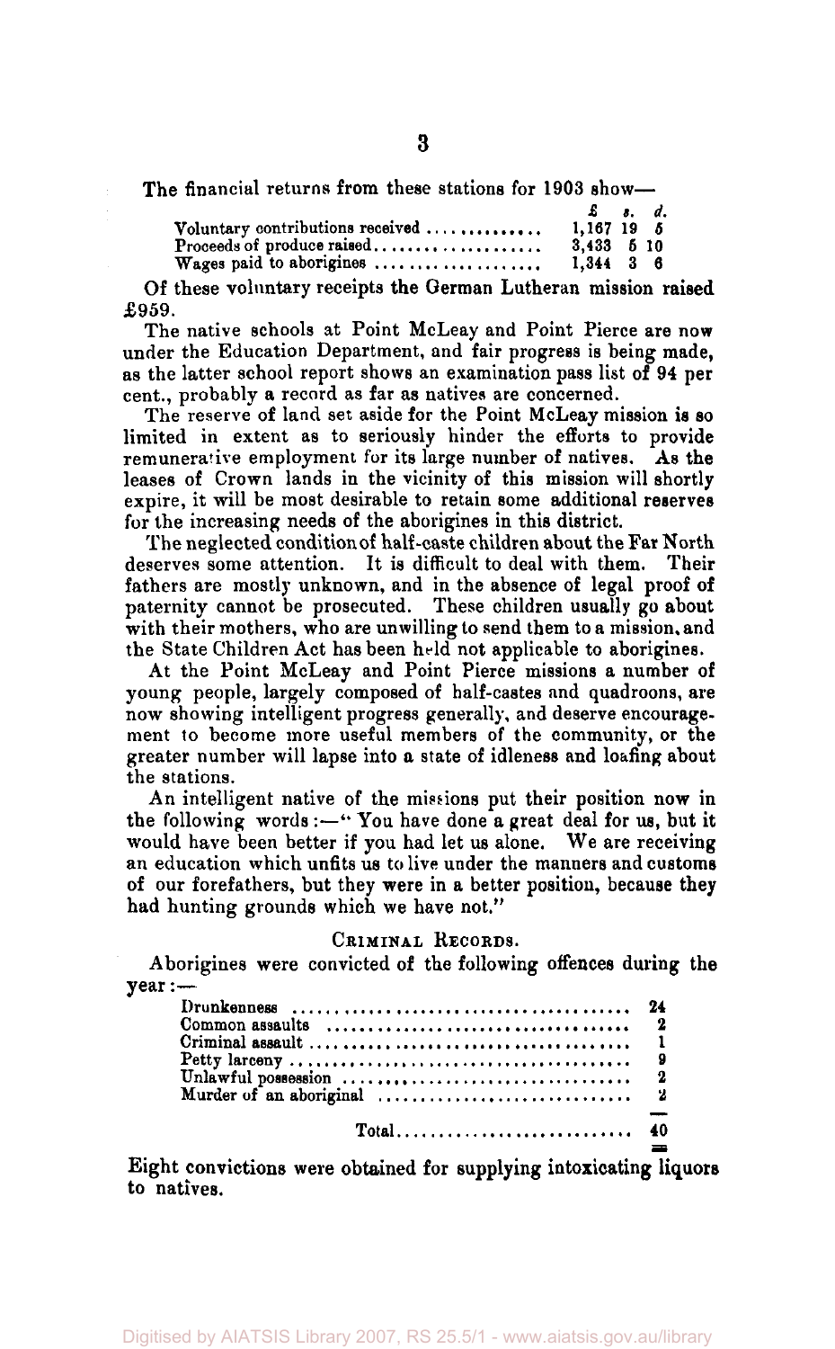The financial returns from these stations for 1903 show—

| | £ | s. | d. |
|---|---|---|---|
| Voluntary contributions received | 1,167 | 19 | 5 |
| Proceeds of produce raised | 3,433 | 5 | 10 |
| Wages paid to aborigines | 1,344 | 3 | 6 |

Of these voluntary receipts the German Lutheran mission raised £959.

The native schools at Point McLeay and Point Pierce are now under the Education Department, and fair progress is being made, as the latter school report shows an examination pass list of 94 per cent., probably a record as far as natives are concerned.

The reserve of land set aside for the Point McLeay mission is so limited in extent as to seriously hinder the efforts to provide remunerative employment for its large number of natives. As the leases of Crown lands in the vicinity of this mission will shortly expire, it will be most desirable to retain some additional reserves for the increasing needs of the aborigines in this district.

The neglected condition of half-caste children about the Far North deserves some attention. It is difficult to deal with them. Their fathers are mostly unknown, and in the absence of legal proof of paternity cannot be prosecuted. These children usually go about with their mothers, who are unwilling to send them to a mission, and the State Children Act has been held not applicable to aborigines.

At the Point McLeay and Point Pierce missions a number of young people, largely composed of half-castes and quadroons, are now showing intelligent progress generally, and deserve encouragement to become more useful members of the community, or the greater number will lapse into a state of idleness and loafing about the stations.

An intelligent native of the missions put their position now in the following words:—"You have done a great deal for us, but it would have been better if you had let us alone. We are receiving an education which unfits us to live under the manners and customs of our forefathers, but they were in a better position, because they had hunting grounds which we have not."

## Criminal Records.

Aborigines were convicted of the following offences during the year:—

| Offence | Number |
|---|---|
| Drunkenness | 24 |
| Common assaults | 2 |
| Criminal assault | 1 |
| Petty larceny | 9 |
| Unlawful possession | 2 |
| Murder of an aboriginal | 2 |
| Total | 40 |

Eight convictions were obtained for supplying intoxicating liquors to natives.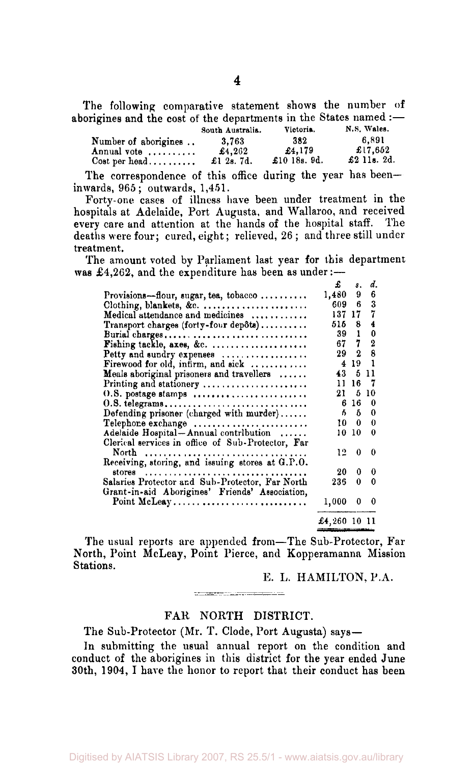The following comparative statement shows the number of aborigines and the cost of the departments in the States named :—

| | South Australia. | Victoria. | N.S. Wales. |
|---|---|---|---|
| Number of aborigines .. | 3,763 | 382 | 6,891 |
| Annual vote .......... | £4,262 | £4,179 | £17,652 |
| Cost per head.......... | £1 2s. 7d. | £10 18s. 9d. | £2 11s. 2d. |

The correspondence of this office during the year has been—inwards, 965; outwards, 1,451.

Forty-one cases of illness have been under treatment in the hospitals at Adelaide, Port Augusta, and Wallaroo, and received every care and attention at the hands of the hospital staff. The deaths were four; cured, eight; relieved, 26; and three still under treatment.

The amount voted by Parliament last year for this department was £4,262, and the expenditure has been as under :—

| | £ | s. | d. |
|---|---|---|---|
| Provisions—flour, sugar, tea, tobacco .......... | 1,480 | 9 | 6 |
| Clothing, blankets, &c. ...................... | 609 | 6 | 3 |
| Medical attendance and medicines ............ | 137 | 17 | 7 |
| Transport charges (forty-four depôts).......... | 516 | 8 | 4 |
| Burial charges............................ | 39 | 1 | 0 |
| Fishing tackle, axes, &c. .................... | 67 | 7 | 2 |
| Petty and sundry expenses .................. | 29 | 2 | 8 |
| Firewood for old, infirm, and sick ........... | 4 | 19 | 1 |
| Meals aboriginal prisoners and travellers ...... | 43 | 5 | 11 |
| Printing and stationery ...................... | 11 | 16 | 7 |
| O.S. postage stamps ....................... | 21 | 5 | 10 |
| O.S. telegrams............................. | 6 | 16 | 0 |
| Defending prisoner (charged with murder)...... | 5 | 5 | 0 |
| Telephone exchange ........................ | 10 | 0 | 0 |
| Adelaide Hospital—Annual contribution ...... | 10 | 10 | 0 |
| Clerical services in office of Sub-Protector, Far North .................................. | 12 | 0 | 0 |
| Receiving, storing, and issuing stores at G.P.O. stores .................................. | 20 | 0 | 0 |
| Salaries Protector and Sub-Protector, Far North | 236 | 0 | 0 |
| Grant-in-aid Aborigines' Friends' Association, Point McLeay............................ | 1,000 | 0 | 0 |
| | £4,260 | 10 | 11 |

The usual reports are appended from—The Sub-Protector, Far North, Point McLeay, Point Pierce, and Kopperamanna Mission Stations.

E. L. HAMILTON, P.A.

## FAR NORTH DISTRICT.

The Sub-Protector (Mr. T. Clode, Port Augusta) says—

In submitting the usual annual report on the condition and conduct of the aborigines in this district for the year ended June 30th, 1904, I have the honor to report that their conduct has been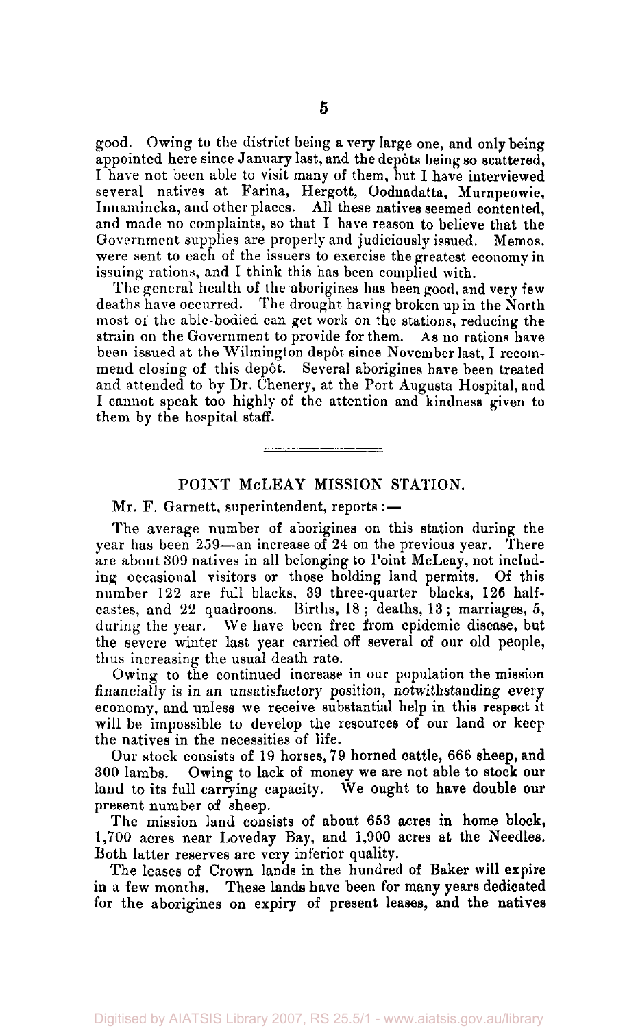good. Owing to the district being a very large one, and only being appointed here since January last, and the depôts being so scattered, I have not been able to visit many of them, but I have interviewed several natives at Farina, Hergott, Oodnadatta, Murnpeowie, Innamincka, and other places. All these natives seemed contented, and made no complaints, so that I have reason to believe that the Government supplies are properly and judiciously issued. Memos. were sent to each of the issuers to exercise the greatest economy in issuing rations, and I think this has been complied with.

The general health of the aborigines has been good, and very few deaths have occurred. The drought having broken up in the North most of the able-bodied can get work on the stations, reducing the strain on the Government to provide for them. As no rations have been issued at the Wilmington depôt since November last, I recommend closing of this depôt. Several aborigines have been treated and attended to by Dr. Chenery, at the Port Augusta Hospital, and I cannot speak too highly of the attention and kindness given to them by the hospital staff.

---

## POINT McLEAY MISSION STATION.

Mr. F. Garnett, superintendent, reports:—

The average number of aborigines on this station during the year has been 259—an increase of 24 on the previous year. There are about 309 natives in all belonging to Point McLeay, not including occasional visitors or those holding land permits. Of this number 122 are full blacks, 39 three-quarter blacks, 126 half-castes, and 22 quadroons. Births, 18; deaths, 13; marriages, 5, during the year. We have been free from epidemic disease, but the severe winter last year carried off several of our old people, thus increasing the usual death rate.

Owing to the continued increase in our population the mission financially is in an unsatisfactory position, notwithstanding every economy, and unless we receive substantial help in this respect it will be impossible to develop the resources of our land or keep the natives in the necessities of life.

Our stock consists of 19 horses, 79 horned cattle, 666 sheep, and 300 lambs. Owing to lack of money we are not able to stock our land to its full carrying capacity. We ought to have double our present number of sheep.

The mission land consists of about 653 acres in home block, 1,700 acres near Loveday Bay, and 1,900 acres at the Needles. Both latter reserves are very inferior quality.

The leases of Crown lands in the hundred of Baker will expire in a few months. These lands have been for many years dedicated for the aborigines on expiry of present leases, and the natives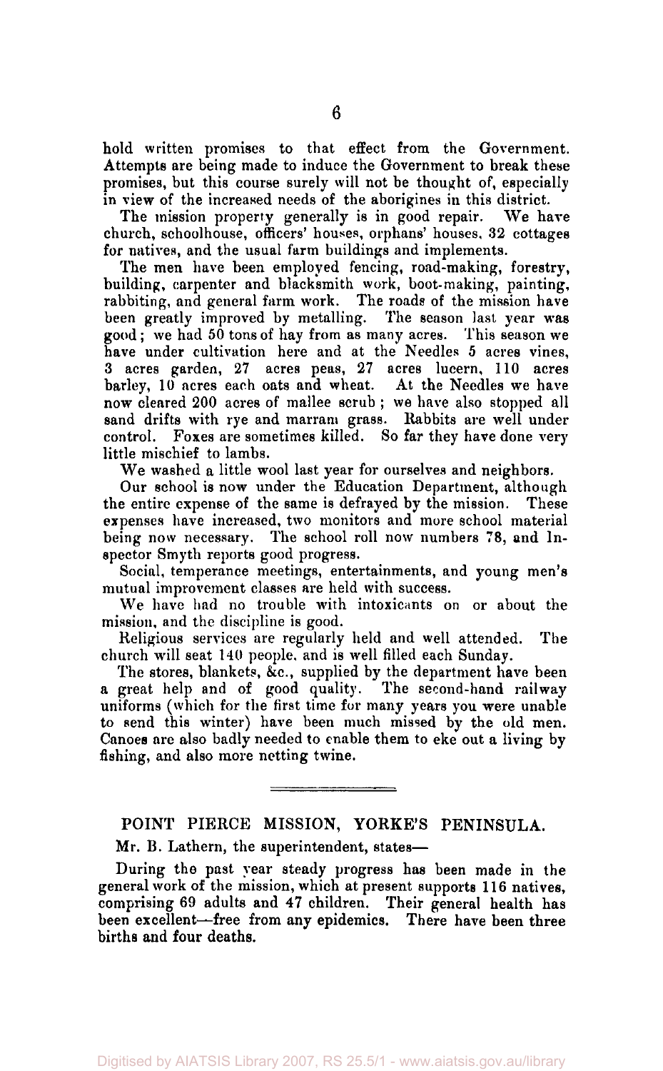hold written promises to that effect from the Government. Attempts are being made to induce the Government to break these promises, but this course surely will not be thought of, especially in view of the increased needs of the aborigines in this district.

The mission property generally is in good repair. We have church, schoolhouse, officers' houses, orphans' houses, 32 cottages for natives, and the usual farm buildings and implements.

The men have been employed fencing, road-making, forestry, building, carpenter and blacksmith work, boot-making, painting, rabbiting, and general farm work. The roads of the mission have been greatly improved by metalling. The season last year was good; we had 50 tons of hay from as many acres. This season we have under cultivation here and at the Needles 5 acres vines, 3 acres garden, 27 acres peas, 27 acres lucern, 110 acres barley, 10 acres each oats and wheat. At the Needles we have now cleared 200 acres of mallee scrub; we have also stopped all sand drifts with rye and marram grass. Rabbits are well under control. Foxes are sometimes killed. So far they have done very little mischief to lambs.

We washed a little wool last year for ourselves and neighbors.

Our school is now under the Education Department, although the entire expense of the same is defrayed by the mission. These expenses have increased, two monitors and more school material being now necessary. The school roll now numbers 78, and Inspector Smyth reports good progress.

Social, temperance meetings, entertainments, and young men's mutual improvement classes are held with success.

We have had no trouble with intoxicants on or about the mission, and the discipline is good.

Religious services are regularly held and well attended. The church will seat 140 people, and is well filled each Sunday.

The stores, blankets, &c., supplied by the department have been a great help and of good quality. The second-hand railway uniforms (which for the first time for many years you were unable to send this winter) have been much missed by the old men. Canoes are also badly needed to enable them to eke out a living by fishing, and also more netting twine.

---

## POINT PIERCE MISSION, YORKE'S PENINSULA.

Mr. B. Lathern, the superintendent, states—

During the past year steady progress has been made in the general work of the mission, which at present supports 116 natives, comprising 69 adults and 47 children. Their general health has been excellent—free from any epidemics. There have been three births and four deaths.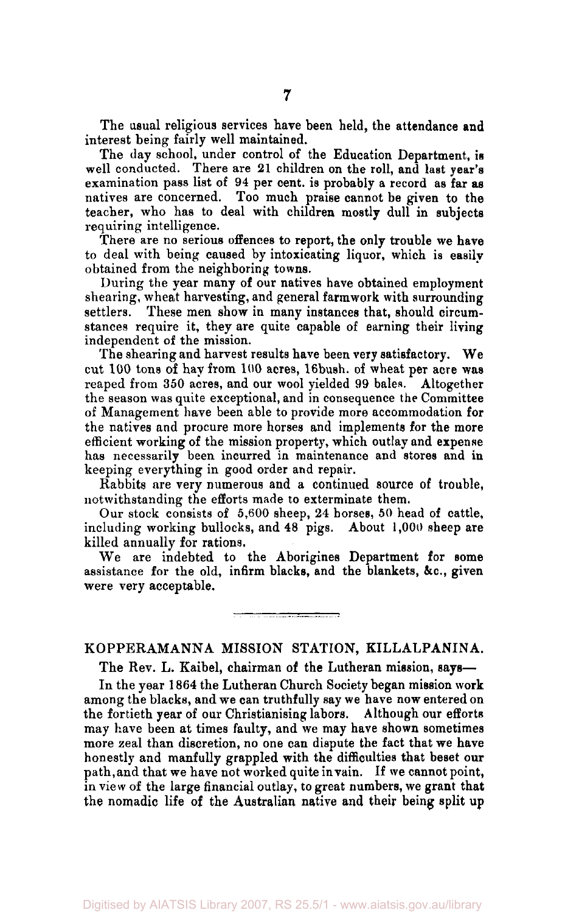The usual religious services have been held, the attendance and interest being fairly well maintained.

The day school, under control of the Education Department, is well conducted. There are 21 children on the roll, and last year's examination pass list of 94 per cent. is probably a record as far as natives are concerned. Too much praise cannot be given to the teacher, who has to deal with children mostly dull in subjects requiring intelligence.

There are no serious offences to report, the only trouble we have to deal with being caused by intoxicating liquor, which is easily obtained from the neighboring towns.

During the year many of our natives have obtained employment shearing, wheat harvesting, and general farmwork with surrounding settlers. These men show in many instances that, should circumstances require it, they are quite capable of earning their living independent of the mission.

The shearing and harvest results have been very satisfactory. We cut 100 tons of hay from 100 acres, 16bush. of wheat per acre was reaped from 350 acres, and our wool yielded 99 bales. Altogether the season was quite exceptional, and in consequence the Committee of Management have been able to provide more accommodation for the natives and procure more horses and implements for the more efficient working of the mission property, which outlay and expense has necessarily been incurred in maintenance and stores and in keeping everything in good order and repair.

Rabbits are very numerous and a continued source of trouble, notwithstanding the efforts made to exterminate them.

Our stock consists of 5,600 sheep, 24 horses, 50 head of cattle, including working bullocks, and 48 pigs. About 1,000 sheep are killed annually for rations.

We are indebted to the Aborigines Department for some assistance for the old, infirm blacks, and the blankets, &c., given were very acceptable.

## KOPPERAMANNA MISSION STATION, KILLALPANINA.

The Rev. L. Kaibel, chairman of the Lutheran mission, says—

In the year 1864 the Lutheran Church Society began mission work among the blacks, and we can truthfully say we have now entered on the fortieth year of our Christianising labors. Although our efforts may have been at times faulty, and we may have shown sometimes more zeal than discretion, no one can dispute the fact that we have honestly and manfully grappled with the difficulties that beset our path, and that we have not worked quite in vain. If we cannot point, in view of the large financial outlay, to great numbers, we grant that the nomadic life of the Australian native and their being split up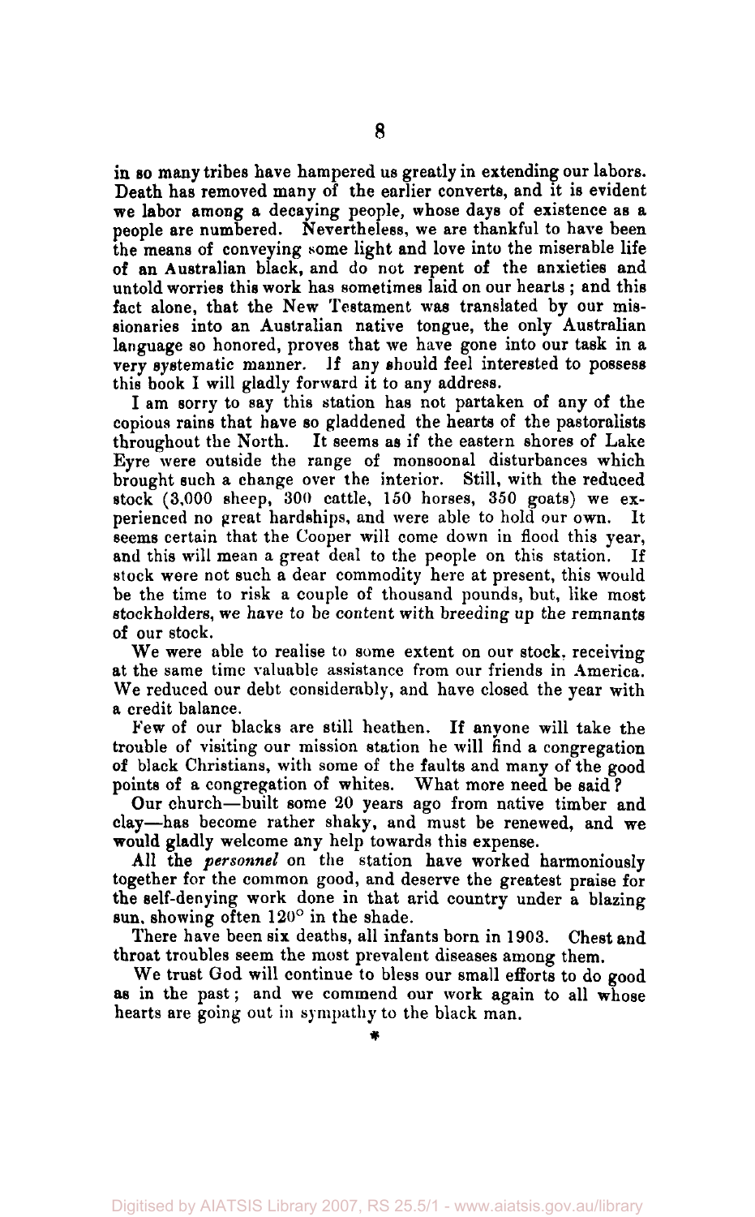in so many tribes have hampered us greatly in extending our labors. Death has removed many of the earlier converts, and it is evident we labor among a decaying people, whose days of existence as a people are numbered. Nevertheless, we are thankful to have been the means of conveying some light and love into the miserable life of an Australian black, and do not repent of the anxieties and untold worries this work has sometimes laid on our hearts; and this fact alone, that the New Testament was translated by our missionaries into an Australian native tongue, the only Australian language so honored, proves that we have gone into our task in a very systematic manner. If any should feel interested to possess this book I will gladly forward it to any address.

I am sorry to say this station has not partaken of any of the copious rains that have so gladdened the hearts of the pastoralists throughout the North. It seems as if the eastern shores of Lake Eyre were outside the range of monsoonal disturbances which brought such a change over the interior. Still, with the reduced stock (3,000 sheep, 300 cattle, 150 horses, 350 goats) we experienced no great hardships, and were able to hold our own. It seems certain that the Cooper will come down in flood this year, and this will mean a great deal to the people on this station. If stock were not such a dear commodity here at present, this would be the time to risk a couple of thousand pounds, but, like most stockholders, we have to be content with breeding up the remnants of our stock.

We were able to realise to some extent on our stock, receiving at the same time valuable assistance from our friends in America. We reduced our debt considerably, and have closed the year with a credit balance.

Few of our blacks are still heathen. If anyone will take the trouble of visiting our mission station he will find a congregation of black Christians, with some of the faults and many of the good points of a congregation of whites. What more need be said?

Our church—built some 20 years ago from native timber and clay—has become rather shaky, and must be renewed, and we would gladly welcome any help towards this expense.

All the *personnel* on the station have worked harmoniously together for the common good, and deserve the greatest praise for the self-denying work done in that arid country under a blazing sun, showing often 120° in the shade.

There have been six deaths, all infants born in 1903. Chest and throat troubles seem the most prevalent diseases among them.

We trust God will continue to bless our small efforts to do good as in the past; and we commend our work again to all whose hearts are going out in sympathy to the black man.

*